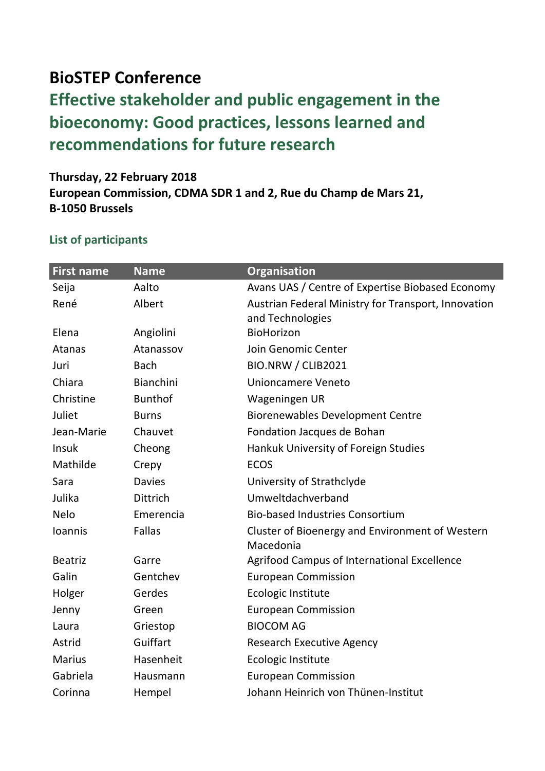# BioSTEP Conference

## Effective stakeholder and public engagement in the bioeconomy: Good practices, lessons learned and recommendations for future research

**Thursday, 22 February 2018**
**European Commission, CDMA SDR 1 and 2, Rue du Champ de Mars 21, B-1050 Brussels**

### List of participants

| First name | Name | Organisation |
|---|---|---|
| Seija | Aalto | Avans UAS / Centre of Expertise Biobased Economy |
| René | Albert | Austrian Federal Ministry for Transport, Innovation and Technologies |
| Elena | Angiolini | BioHorizon |
| Atanas | Atanassov | Join Genomic Center |
| Juri | Bach | BIO.NRW / CLIB2021 |
| Chiara | Bianchini | Unioncamere Veneto |
| Christine | Bunthof | Wageningen UR |
| Juliet | Burns | Biorenewables Development Centre |
| Jean-Marie | Chauvet | Fondation Jacques de Bohan |
| Insuk | Cheong | Hankuk University of Foreign Studies |
| Mathilde | Crepy | ECOS |
| Sara | Davies | University of Strathclyde |
| Julika | Dittrich | Umweltdachverband |
| Nelo | Emerencia | Bio-based Industries Consortium |
| Ioannis | Fallas | Cluster of Bioenergy and Environment of Western Macedonia |
| Beatriz | Garre | Agrifood Campus of International Excellence |
| Galin | Gentchev | European Commission |
| Holger | Gerdes | Ecologic Institute |
| Jenny | Green | European Commission |
| Laura | Griestop | BIOCOM AG |
| Astrid | Guiffart | Research Executive Agency |
| Marius | Hasenheit | Ecologic Institute |
| Gabriela | Hausmann | European Commission |
| Corinna | Hempel | Johann Heinrich von Thünen-Institut |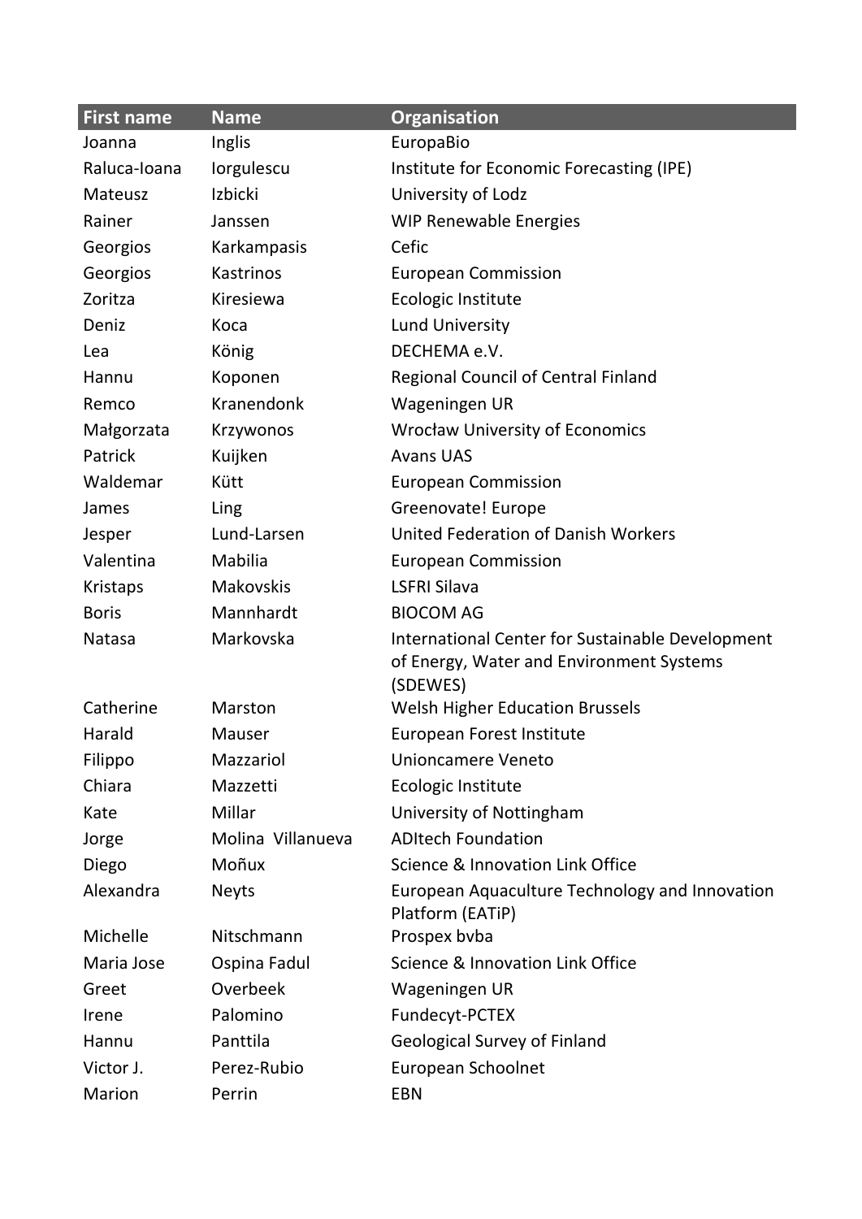| First name | Name | Organisation |
| --- | --- | --- |
| Joanna | Inglis | EuropaBio |
| Raluca-Ioana | Iorgulescu | Institute for Economic Forecasting (IPE) |
| Mateusz | Izbicki | University of Lodz |
| Rainer | Janssen | WIP Renewable Energies |
| Georgios | Karkampasis | Cefic |
| Georgios | Kastrinos | European Commission |
| Zoritza | Kiresiewa | Ecologic Institute |
| Deniz | Koca | Lund University |
| Lea | König | DECHEMA e.V. |
| Hannu | Koponen | Regional Council of Central Finland |
| Remco | Kranendonk | Wageningen UR |
| Małgorzata | Krzywonos | Wrocław University of Economics |
| Patrick | Kuijken | Avans UAS |
| Waldemar | Kütt | European Commission |
| James | Ling | Greenovate! Europe |
| Jesper | Lund-Larsen | United Federation of Danish Workers |
| Valentina | Mabilia | European Commission |
| Kristaps | Makovskis | LSFRI Silava |
| Boris | Mannhardt | BIOCOM AG |
| Natasa | Markovska | International Center for Sustainable Development of Energy, Water and Environment Systems (SDEWES) |
| Catherine | Marston | Welsh Higher Education Brussels |
| Harald | Mauser | European Forest Institute |
| Filippo | Mazzariol | Unioncamere Veneto |
| Chiara | Mazzetti | Ecologic Institute |
| Kate | Millar | University of Nottingham |
| Jorge | Molina Villanueva | ADItech Foundation |
| Diego | Moñux | Science & Innovation Link Office |
| Alexandra | Neyts | European Aquaculture Technology and Innovation Platform (EATiP) |
| Michelle | Nitschmann | Prospex bvba |
| Maria Jose | Ospina Fadul | Science & Innovation Link Office |
| Greet | Overbeek | Wageningen UR |
| Irene | Palomino | Fundecyt-PCTEX |
| Hannu | Panttila | Geological Survey of Finland |
| Victor J. | Perez-Rubio | European Schoolnet |
| Marion | Perrin | EBN |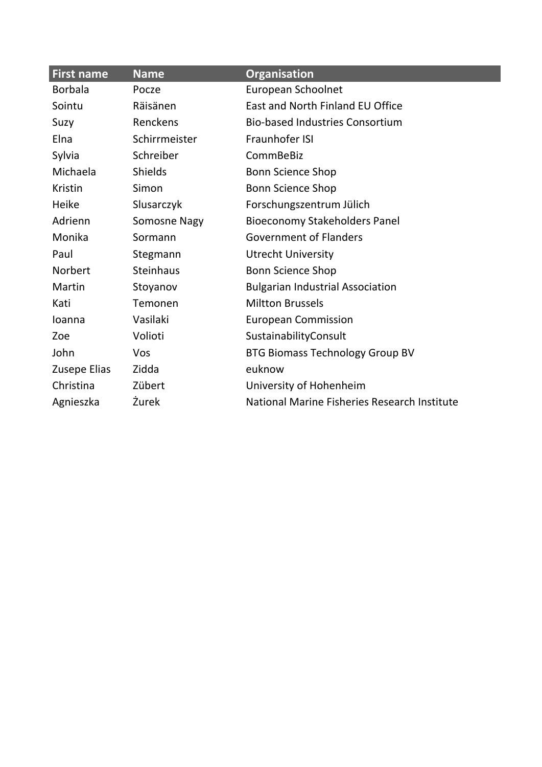| First name | Name | Organisation |
|---|---|---|
| Borbala | Pocze | European Schoolnet |
| Sointu | Räisänen | East and North Finland EU Office |
| Suzy | Renckens | Bio-based Industries Consortium |
| Elna | Schirrmeister | Fraunhofer ISI |
| Sylvia | Schreiber | CommBeBiz |
| Michaela | Shields | Bonn Science Shop |
| Kristin | Simon | Bonn Science Shop |
| Heike | Slusarczyk | Forschungszentrum Jülich |
| Adrienn | Somosne Nagy | Bioeconomy Stakeholders Panel |
| Monika | Sormann | Government of Flanders |
| Paul | Stegmann | Utrecht University |
| Norbert | Steinhaus | Bonn Science Shop |
| Martin | Stoyanov | Bulgarian Industrial Association |
| Kati | Temonen | Miltton Brussels |
| Ioanna | Vasilaki | European Commission |
| Zoe | Volioti | SustainabilityConsult |
| John | Vos | BTG Biomass Technology Group BV |
| Zusepe Elias | Zidda | euknow |
| Christina | Zübert | University of Hohenheim |
| Agnieszka | Żurek | National Marine Fisheries Research Institute |